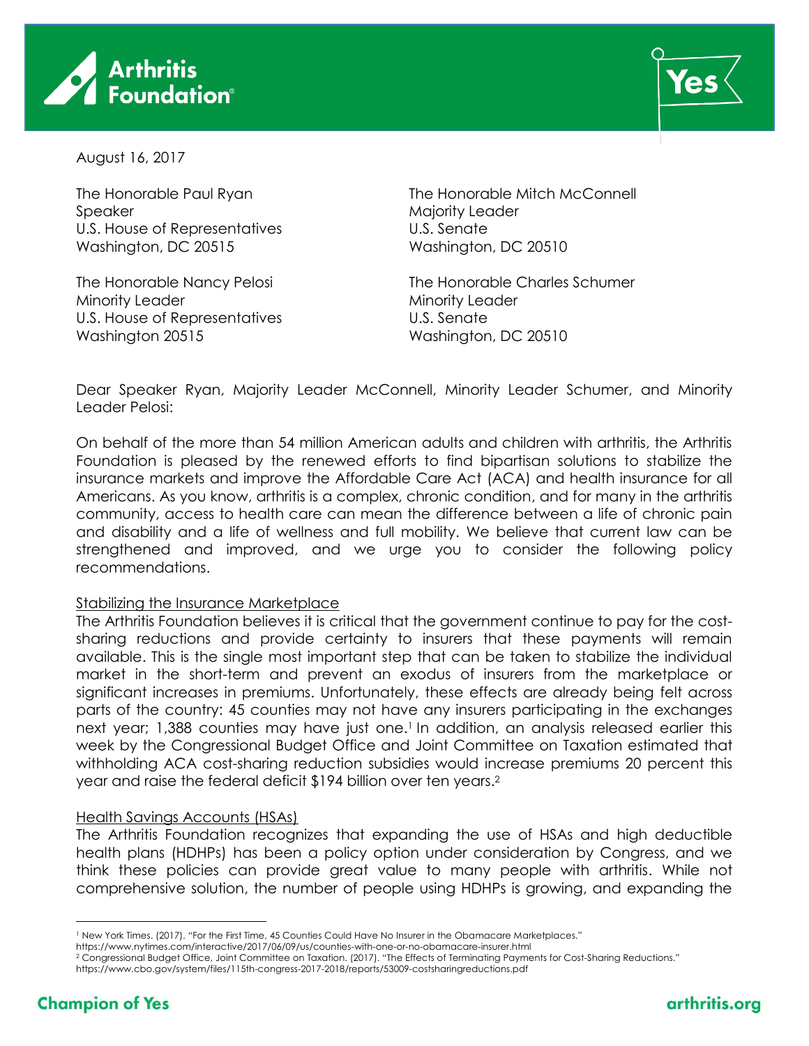Arthritis Foundation®

Yes

August 16, 2017

The Honorable Paul Ryan
Speaker
U.S. House of Representatives
Washington, DC 20515

The Honorable Nancy Pelosi
Minority Leader
U.S. House of Representatives
Washington 20515

The Honorable Mitch McConnell
Majority Leader
U.S. Senate
Washington, DC 20510

The Honorable Charles Schumer
Minority Leader
U.S. Senate
Washington, DC 20510

Dear Speaker Ryan, Majority Leader McConnell, Minority Leader Schumer, and Minority Leader Pelosi:

On behalf of the more than 54 million American adults and children with arthritis, the Arthritis Foundation is pleased by the renewed efforts to find bipartisan solutions to stabilize the insurance markets and improve the Affordable Care Act (ACA) and health insurance for all Americans. As you know, arthritis is a complex, chronic condition, and for many in the arthritis community, access to health care can mean the difference between a life of chronic pain and disability and a life of wellness and full mobility. We believe that current law can be strengthened and improved, and we urge you to consider the following policy recommendations.

Stabilizing the Insurance Marketplace

The Arthritis Foundation believes it is critical that the government continue to pay for the cost-sharing reductions and provide certainty to insurers that these payments will remain available. This is the single most important step that can be taken to stabilize the individual market in the short-term and prevent an exodus of insurers from the marketplace or significant increases in premiums. Unfortunately, these effects are already being felt across parts of the country: 45 counties may not have any insurers participating in the exchanges next year; 1,388 counties may have just one.[1] In addition, an analysis released earlier this week by the Congressional Budget Office and Joint Committee on Taxation estimated that withholding ACA cost-sharing reduction subsidies would increase premiums 20 percent this year and raise the federal deficit $194 billion over ten years.[2]

Health Savings Accounts (HSAs)

The Arthritis Foundation recognizes that expanding the use of HSAs and high deductible health plans (HDHPs) has been a policy option under consideration by Congress, and we think these policies can provide great value to many people with arthritis. While not comprehensive solution, the number of people using HDHPs is growing, and expanding the

[1] New York Times. (2017). "For the First Time, 45 Counties Could Have No Insurer in the Obamacare Marketplaces." https://www.nytimes.com/interactive/2017/06/09/us/counties-with-one-or-no-obamacare-insurer.html

[2] Congressional Budget Office, Joint Committee on Taxation. (2017). "The Effects of Terminating Payments for Cost-Sharing Reductions." https://www.cbo.gov/system/files/115th-congress-2017-2018/reports/53009-costsharingreductions.pdf

Champion of Yes

arthritis.org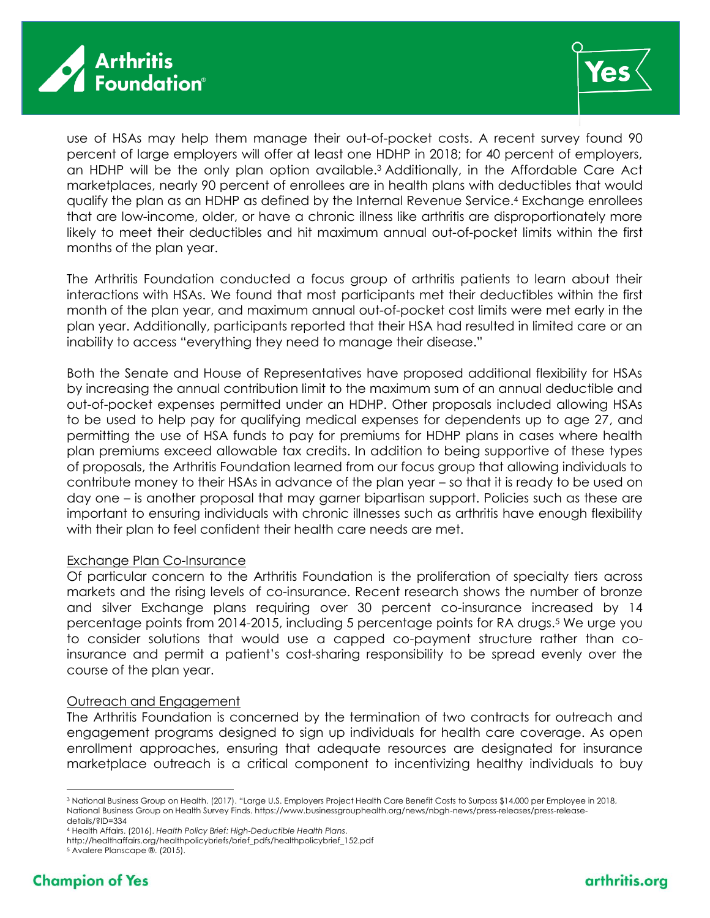use of HSAs may help them manage their out-of-pocket costs. A recent survey found 90 percent of large employers will offer at least one HDHP in 2018; for 40 percent of employers, an HDHP will be the only plan option available.[3] Additionally, in the Affordable Care Act marketplaces, nearly 90 percent of enrollees are in health plans with deductibles that would qualify the plan as an HDHP as defined by the Internal Revenue Service.[4] Exchange enrollees that are low-income, older, or have a chronic illness like arthritis are disproportionately more likely to meet their deductibles and hit maximum annual out-of-pocket limits within the first months of the plan year.

The Arthritis Foundation conducted a focus group of arthritis patients to learn about their interactions with HSAs. We found that most participants met their deductibles within the first month of the plan year, and maximum annual out-of-pocket cost limits were met early in the plan year. Additionally, participants reported that their HSA had resulted in limited care or an inability to access "everything they need to manage their disease."

Both the Senate and House of Representatives have proposed additional flexibility for HSAs by increasing the annual contribution limit to the maximum sum of an annual deductible and out-of-pocket expenses permitted under an HDHP. Other proposals included allowing HSAs to be used to help pay for qualifying medical expenses for dependents up to age 27, and permitting the use of HSA funds to pay for premiums for HDHP plans in cases where health plan premiums exceed allowable tax credits. In addition to being supportive of these types of proposals, the Arthritis Foundation learned from our focus group that allowing individuals to contribute money to their HSAs in advance of the plan year – so that it is ready to be used on day one – is another proposal that may garner bipartisan support. Policies such as these are important to ensuring individuals with chronic illnesses such as arthritis have enough flexibility with their plan to feel confident their health care needs are met.

Exchange Plan Co-Insurance

Of particular concern to the Arthritis Foundation is the proliferation of specialty tiers across markets and the rising levels of co-insurance. Recent research shows the number of bronze and silver Exchange plans requiring over 30 percent co-insurance increased by 14 percentage points from 2014-2015, including 5 percentage points for RA drugs.[5] We urge you to consider solutions that would use a capped co-payment structure rather than co-insurance and permit a patient's cost-sharing responsibility to be spread evenly over the course of the plan year.

Outreach and Engagement

The Arthritis Foundation is concerned by the termination of two contracts for outreach and engagement programs designed to sign up individuals for health care coverage. As open enrollment approaches, ensuring that adequate resources are designated for insurance marketplace outreach is a critical component to incentivizing healthy individuals to buy

---

[3] National Business Group on Health. (2017). "Large U.S. Employers Project Health Care Benefit Costs to Surpass $14,000 per Employee in 2018, National Business Group on Health Survey Finds. https://www.businessgrouphealth.org/news/nbgh-news/press-releases/press-release-details/?ID=334

[4] Health Affairs. (2016). *Health Policy Brief: High-Deductible Health Plans*. http://healthaffairs.org/healthpolicybriefs/brief_pdfs/healthpolicybrief_152.pdf

[5] Avalere Planscape ®. (2015).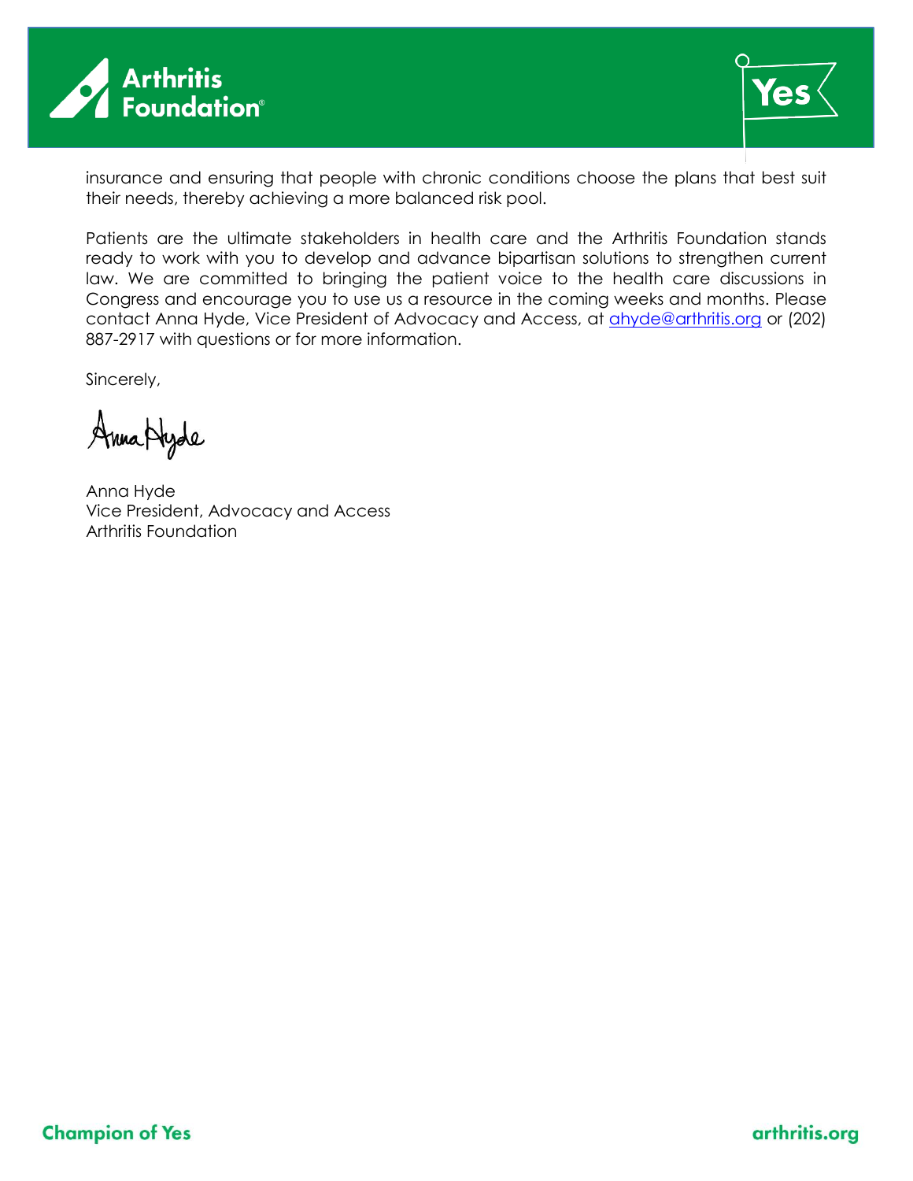insurance and ensuring that people with chronic conditions choose the plans that best suit their needs, thereby achieving a more balanced risk pool.

Patients are the ultimate stakeholders in health care and the Arthritis Foundation stands ready to work with you to develop and advance bipartisan solutions to strengthen current law. We are committed to bringing the patient voice to the health care discussions in Congress and encourage you to use us a resource in the coming weeks and months. Please contact Anna Hyde, Vice President of Advocacy and Access, at [ahyde@arthritis.org](mailto:ahyde@arthritis.org) or (202) 887-2917 with questions or for more information.

Sincerely,

Anna Hyde

Anna Hyde
Vice President, Advocacy and Access
Arthritis Foundation